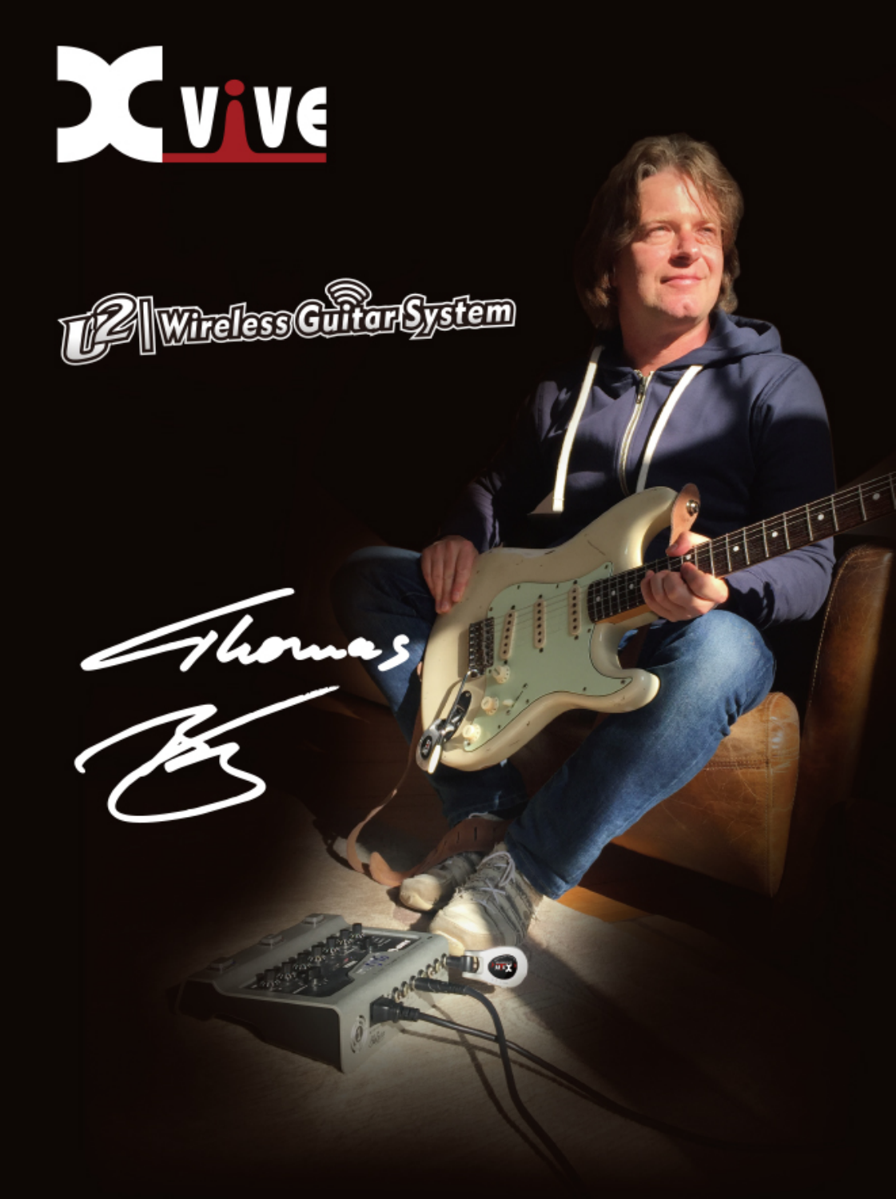# Xvive

## U2 | Wireless Guitar System

Thomas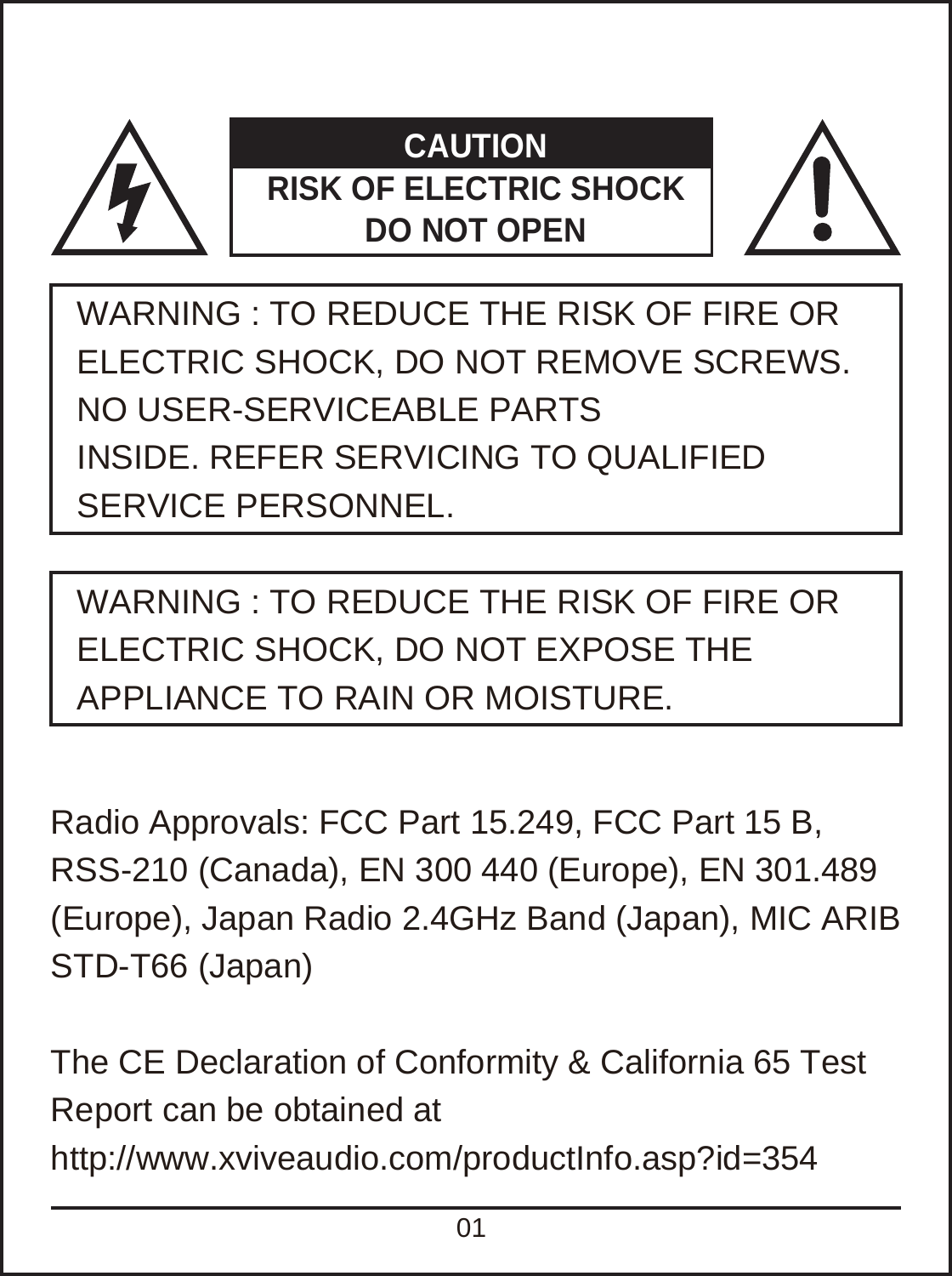**CAUTION**

**RISK OF ELECTRIC SHOCK**
**DO NOT OPEN**

WARNING : TO REDUCE THE RISK OF FIRE OR ELECTRIC SHOCK, DO NOT REMOVE SCREWS. NO USER-SERVICEABLE PARTS INSIDE. REFER SERVICING TO QUALIFIED SERVICE PERSONNEL.

WARNING : TO REDUCE THE RISK OF FIRE OR ELECTRIC SHOCK, DO NOT EXPOSE THE APPLIANCE TO RAIN OR MOISTURE.

Radio Approvals: FCC Part 15.249, FCC Part 15 B, RSS-210 (Canada), EN 300 440 (Europe), EN 301.489 (Europe), Japan Radio 2.4GHz Band (Japan), MIC ARIB STD-T66 (Japan)

The CE Declaration of Conformity & California 65 Test Report can be obtained at http://www.xviveaudio.com/productInfo.asp?id=354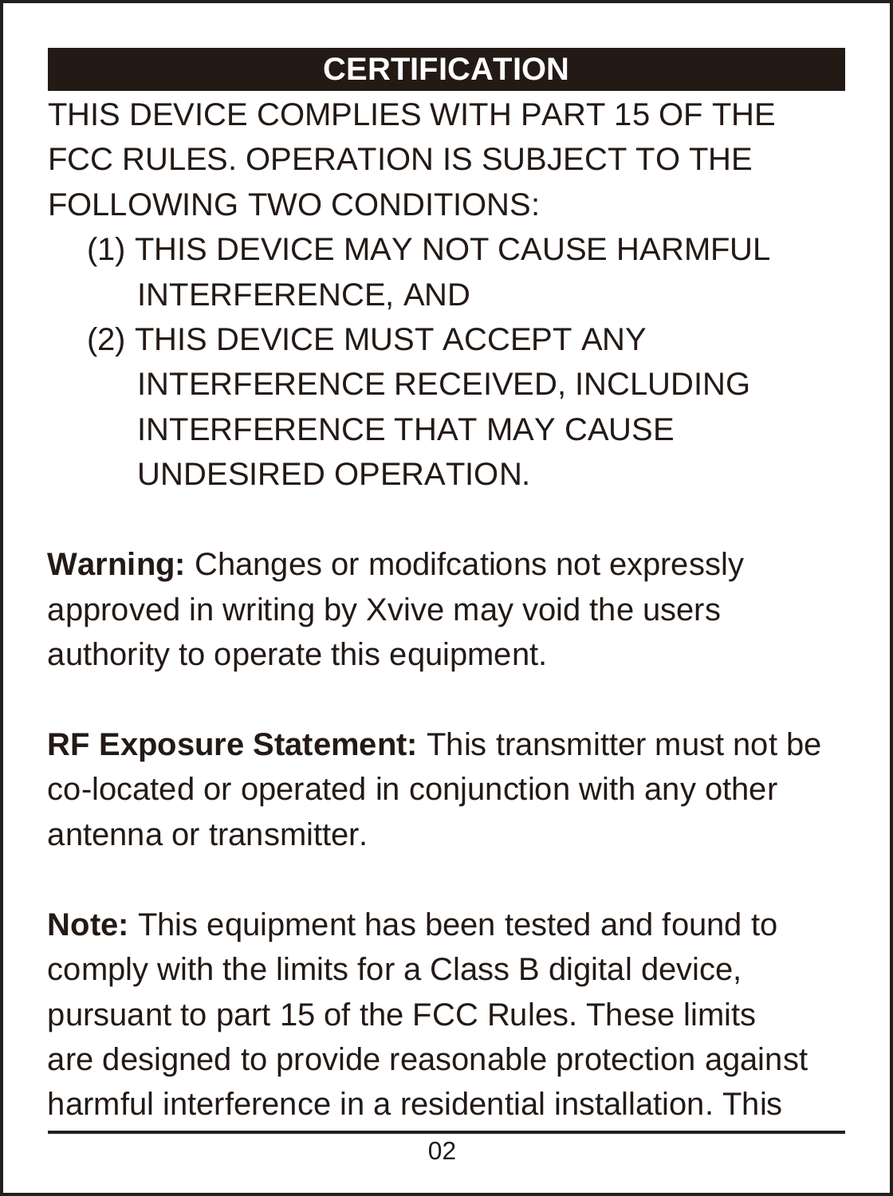## CERTIFICATION

THIS DEVICE COMPLIES WITH PART 15 OF THE FCC RULES. OPERATION IS SUBJECT TO THE FOLLOWING TWO CONDITIONS:

(1) THIS DEVICE MAY NOT CAUSE HARMFUL INTERFERENCE, AND

(2) THIS DEVICE MUST ACCEPT ANY INTERFERENCE RECEIVED, INCLUDING INTERFERENCE THAT MAY CAUSE UNDESIRED OPERATION.

**Warning:** Changes or modifcations not expressly approved in writing by Xvive may void the users authority to operate this equipment.

**RF Exposure Statement:** This transmitter must not be co-located or operated in conjunction with any other antenna or transmitter.

**Note:** This equipment has been tested and found to comply with the limits for a Class B digital device, pursuant to part 15 of the FCC Rules. These limits are designed to provide reasonable protection against harmful interference in a residential installation. This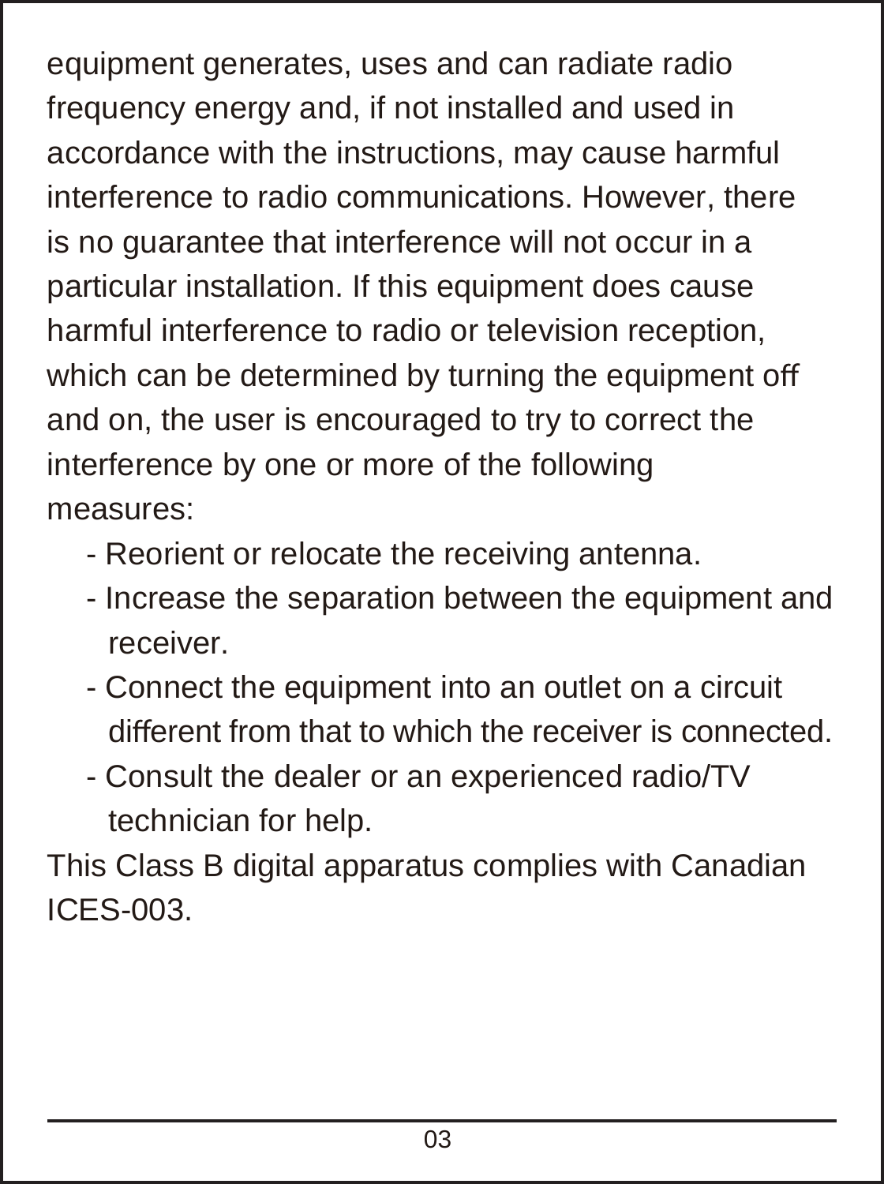equipment generates, uses and can radiate radio frequency energy and, if not installed and used in accordance with the instructions, may cause harmful interference to radio communications. However, there is no guarantee that interference will not occur in a particular installation. If this equipment does cause harmful interference to radio or television reception, which can be determined by turning the equipment off and on, the user is encouraged to try to correct the interference by one or more of the following measures:

- Reorient or relocate the receiving antenna.
- Increase the separation between the equipment and receiver.
- Connect the equipment into an outlet on a circuit different from that to which the receiver is connected.
- Consult the dealer or an experienced radio/TV technician for help.

This Class B digital apparatus complies with Canadian ICES-003.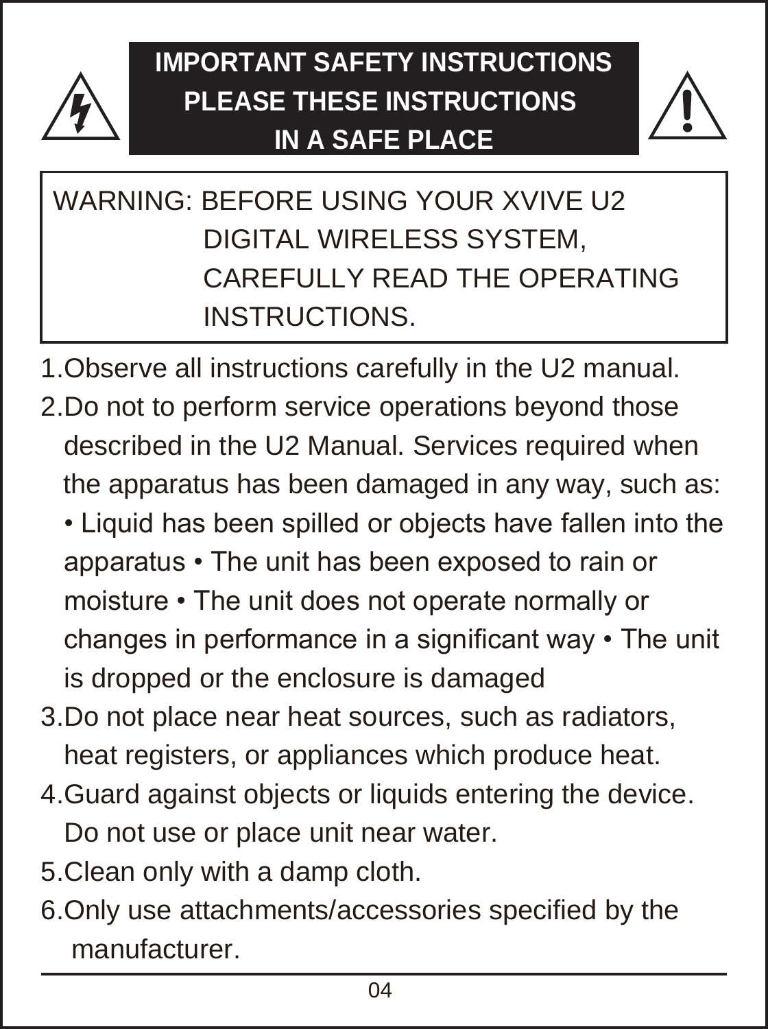# IMPORTANT SAFETY INSTRUCTIONS
# PLEASE THESE INSTRUCTIONS IN A SAFE PLACE

WARNING: BEFORE USING YOUR XVIVE U2 DIGITAL WIRELESS SYSTEM, CAREFULLY READ THE OPERATING INSTRUCTIONS.

1. Observe all instructions carefully in the U2 manual.
2. Do not to perform service operations beyond those described in the U2 Manual. Services required when the apparatus has been damaged in any way, such as: • Liquid has been spilled or objects have fallen into the apparatus • The unit has been exposed to rain or moisture • The unit does not operate normally or changes in performance in a significant way • The unit is dropped or the enclosure is damaged
3. Do not place near heat sources, such as radiators, heat registers, or appliances which produce heat.
4. Guard against objects or liquids entering the device. Do not use or place unit near water.
5. Clean only with a damp cloth.
6. Only use attachments/accessories specified by the manufacturer.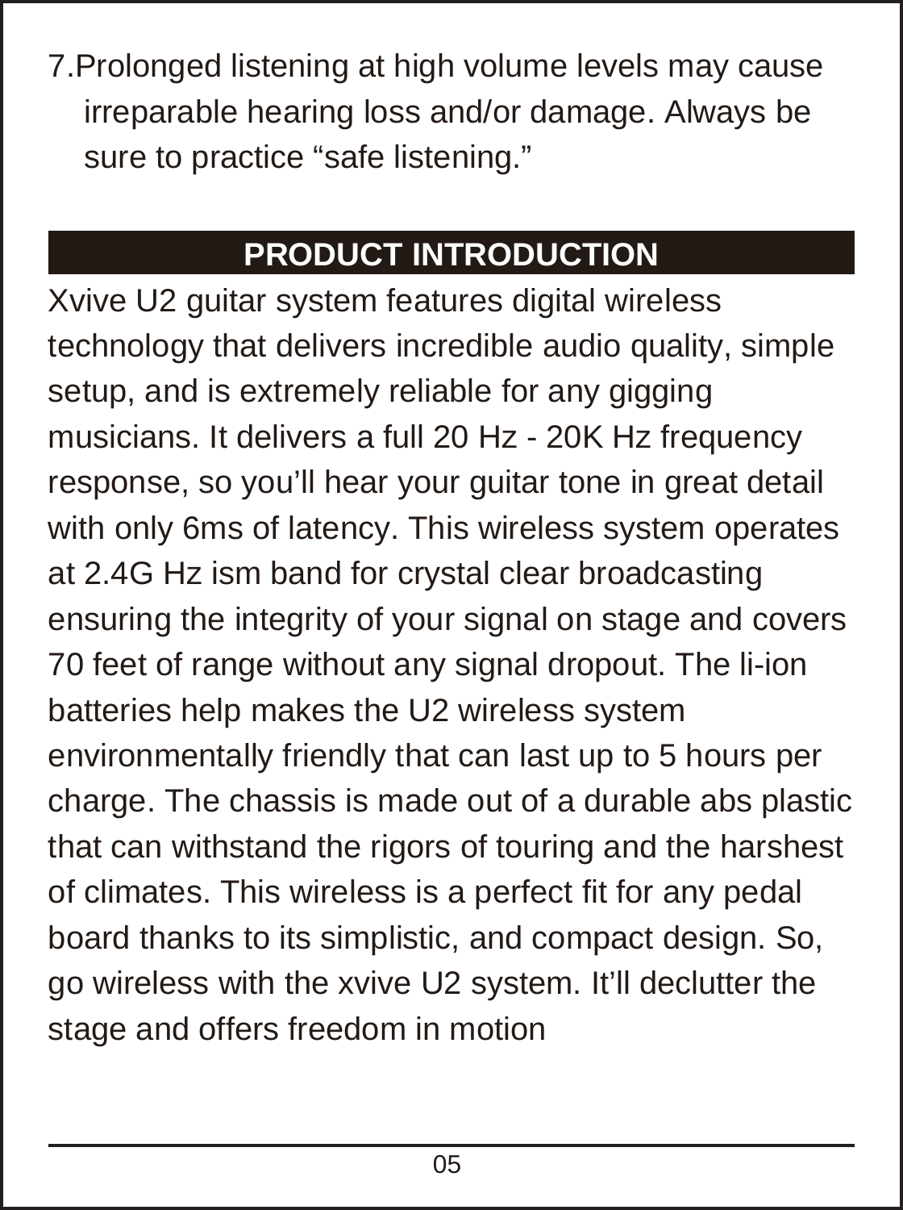7. Prolonged listening at high volume levels may cause irreparable hearing loss and/or damage. Always be sure to practice “safe listening.”

## PRODUCT INTRODUCTION

Xvive U2 guitar system features digital wireless technology that delivers incredible audio quality, simple setup, and is extremely reliable for any gigging musicians. It delivers a full 20 Hz - 20K Hz frequency response, so you’ll hear your guitar tone in great detail with only 6ms of latency. This wireless system operates at 2.4G Hz ism band for crystal clear broadcasting ensuring the integrity of your signal on stage and covers 70 feet of range without any signal dropout. The li-ion batteries help makes the U2 wireless system environmentally friendly that can last up to 5 hours per charge. The chassis is made out of a durable abs plastic that can withstand the rigors of touring and the harshest of climates. This wireless is a perfect fit for any pedal board thanks to its simplistic, and compact design. So, go wireless with the xvive U2 system. It’ll declutter the stage and offers freedom in motion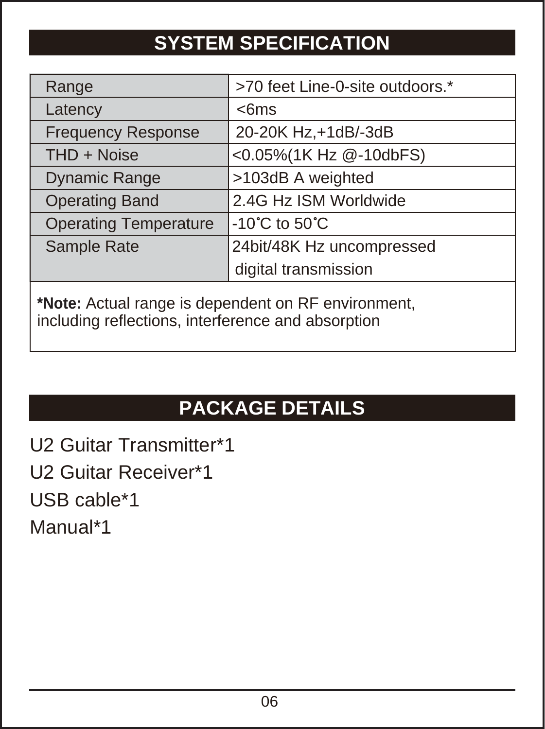## SYSTEM SPECIFICATION

| Parameter | Value |
|---|---|
| Range | >70 feet Line-0-site outdoors.* |
| Latency | <6ms |
| Frequency Response | 20-20K Hz,+1dB/-3dB |
| THD + Noise | <0.05%(1K Hz @-10dbFS) |
| Dynamic Range | >103dB A weighted |
| Operating Band | 2.4G Hz ISM Worldwide |
| Operating Temperature | -10˚C to 50˚C |
| Sample Rate | 24bit/48K Hz uncompressed digital transmission |

**\*Note:** Actual range is dependent on RF environment, including reflections, interference and absorption

## PACKAGE DETAILS

U2 Guitar Transmitter*1

U2 Guitar Receiver*1

USB cable*1

Manual*1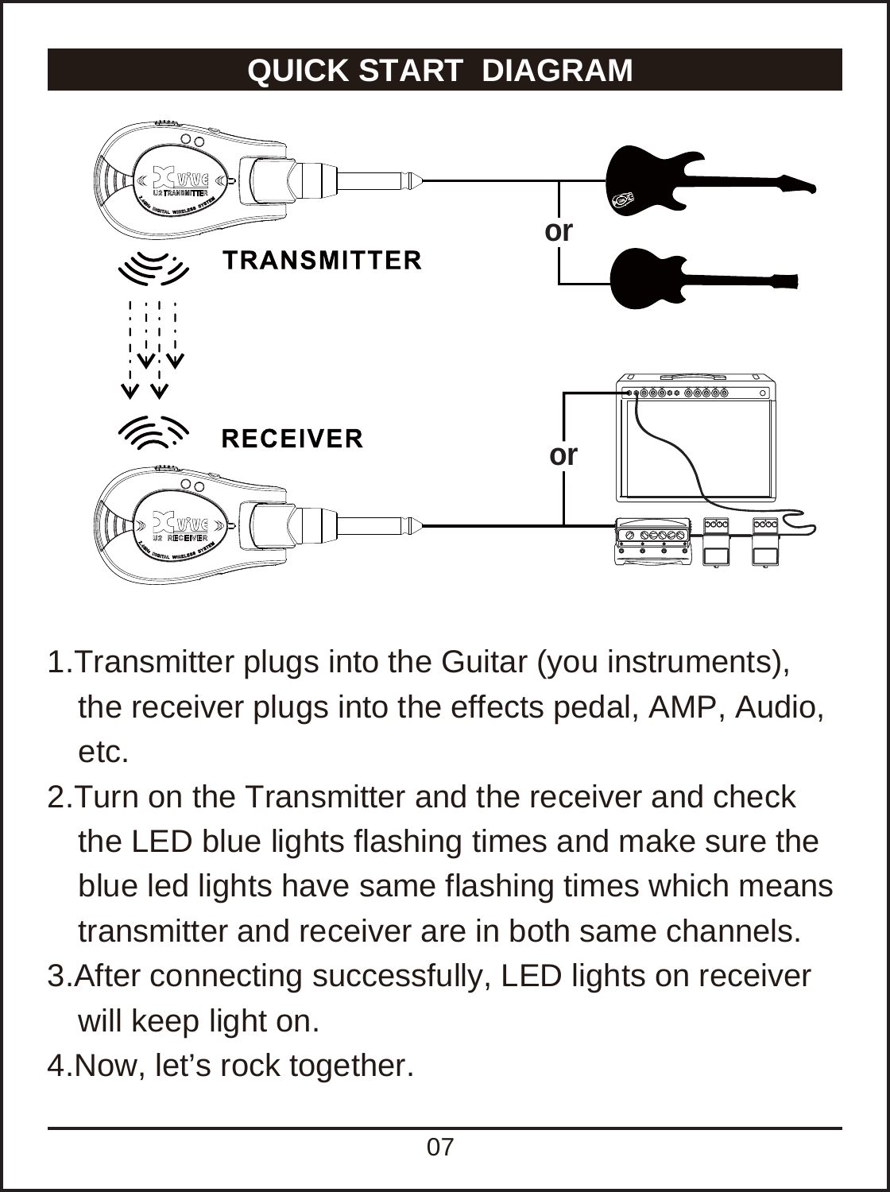# QUICK START DIAGRAM

1.Transmitter plugs into the Guitar (you instruments), the receiver plugs into the effects pedal, AMP, Audio, etc.

2.Turn on the Transmitter and the receiver and check the LED blue lights flashing times and make sure the blue led lights have same flashing times which means transmitter and receiver are in both same channels.

3.After connecting successfully, LED lights on receiver will keep light on.

4.Now, let’s rock together.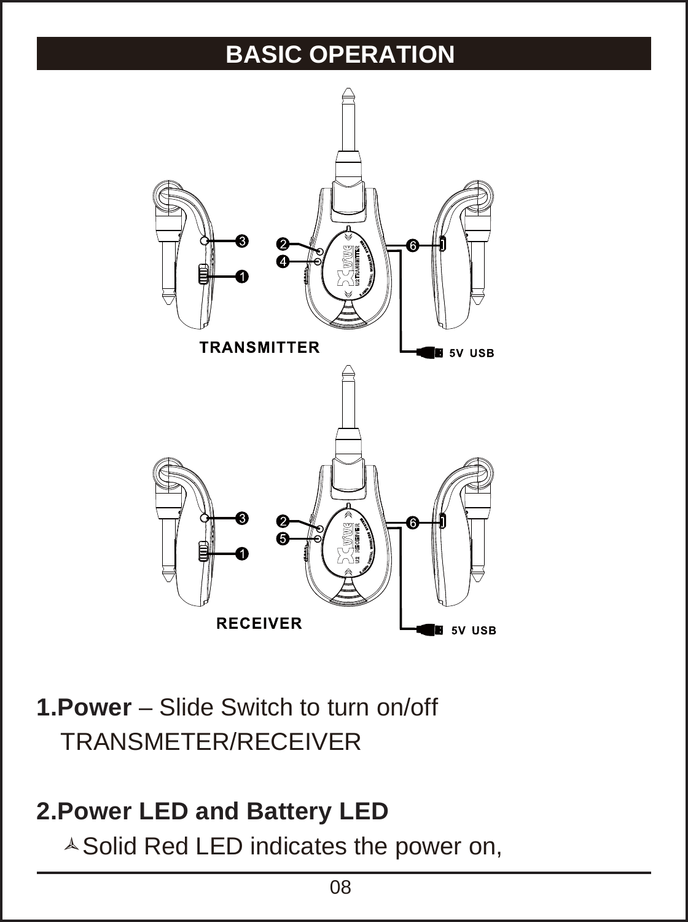# BASIC OPERATION

TRANSMITTER

5V USB

RECEIVER

5V USB

**1.Power** – Slide Switch to turn on/off TRANSMETER/RECEIVER

**2.Power LED and Battery LED**

- Solid Red LED indicates the power on,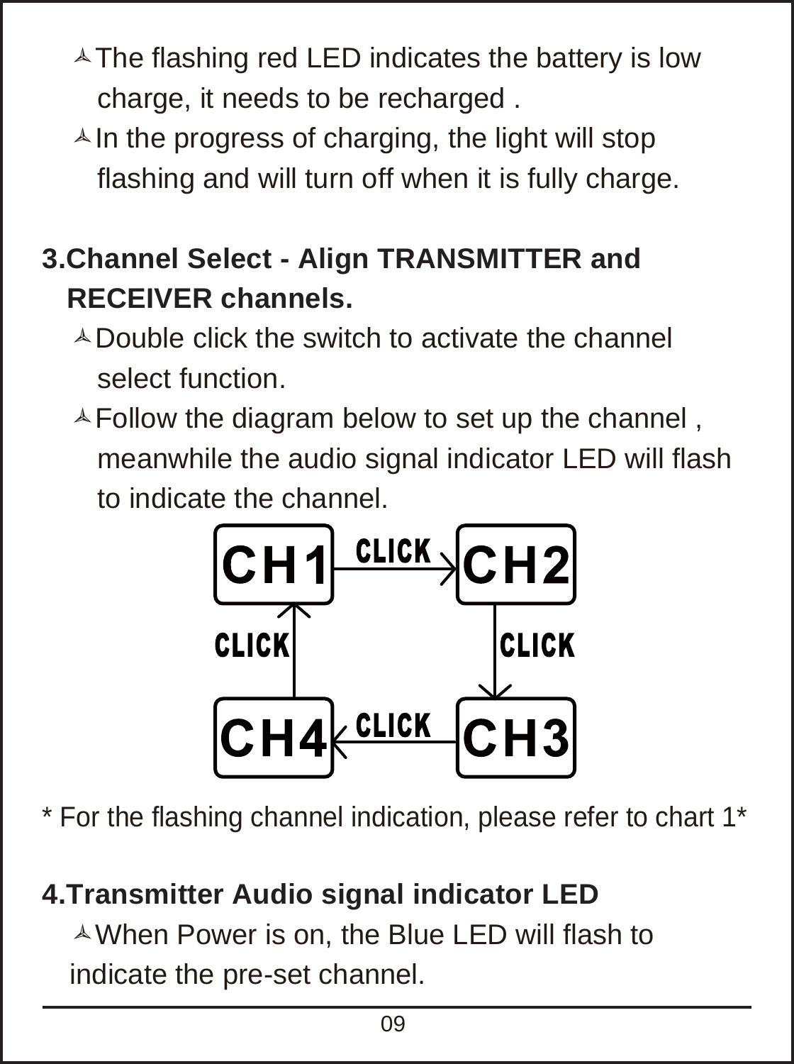- The flashing red LED indicates the battery is low charge, it needs to be recharged .
- In the progress of charging, the light will stop flashing and will turn off when it is fully charge.

**3.Channel Select - Align TRANSMITTER and RECEIVER channels.**

- Double click the switch to activate the channel select function.
- Follow the diagram below to set up the channel , meanwhile the audio signal indicator LED will flash to indicate the channel.

CH1 → CLICK → CH2 → CLICK → CH3 → CLICK → CH4 → CLICK → CH1

* For the flashing channel indication, please refer to chart 1*

**4.Transmitter Audio signal indicator LED**

- When Power is on, the Blue LED will flash to indicate the pre-set channel.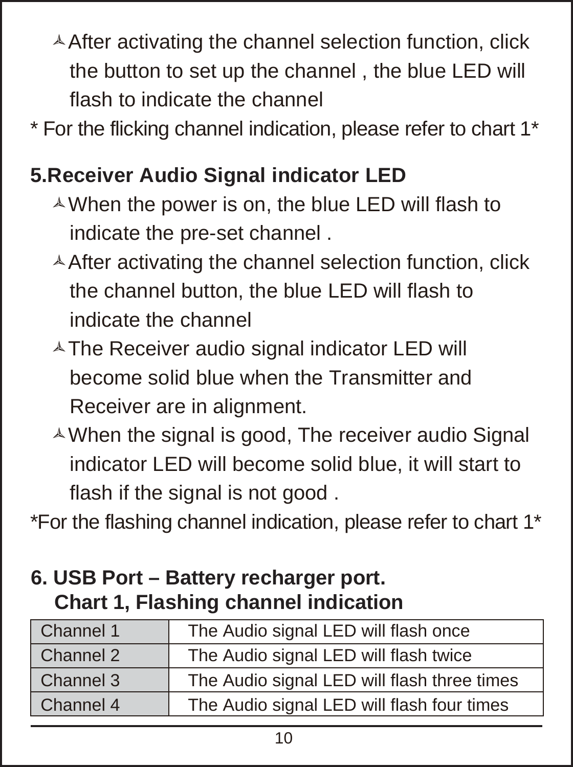- After activating the channel selection function, click the button to set up the channel , the blue LED will flash to indicate the channel

* For the flicking channel indication, please refer to chart 1*

## 5.Receiver Audio Signal indicator LED

- When the power is on, the blue LED will flash to indicate the pre-set channel .
- After activating the channel selection function, click the channel button, the blue LED will flash to indicate the channel
- The Receiver audio signal indicator LED will become solid blue when the Transmitter and Receiver are in alignment.
- When the signal is good, The receiver audio Signal indicator LED will become solid blue, it will start to flash if the signal is not good .

*For the flashing channel indication, please refer to chart 1*

## 6. USB Port – Battery recharger port.

### Chart 1, Flashing channel indication

| Channel | Indication |
|---|---|
| Channel 1 | The Audio signal LED will flash once |
| Channel 2 | The Audio signal LED will flash twice |
| Channel 3 | The Audio signal LED will flash three times |
| Channel 4 | The Audio signal LED will flash four times |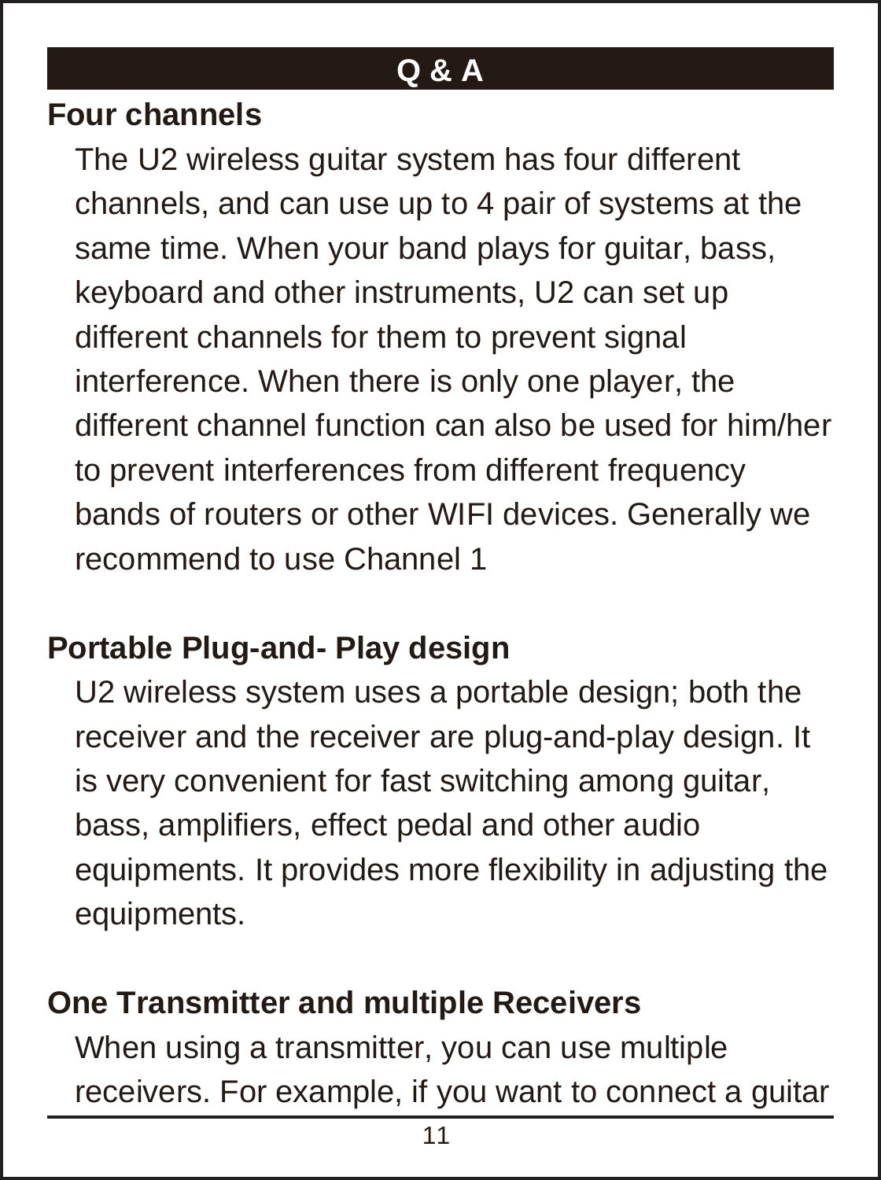# Q & A

## Four channels

The U2 wireless guitar system has four different channels, and can use up to 4 pair of systems at the same time. When your band plays for guitar, bass, keyboard and other instruments, U2 can set up different channels for them to prevent signal interference. When there is only one player, the different channel function can also be used for him/her to prevent interferences from different frequency bands of routers or other WIFI devices. Generally we recommend to use Channel 1

## Portable Plug-and- Play design

U2 wireless system uses a portable design; both the receiver and the receiver are plug-and-play design. It is very convenient for fast switching among guitar, bass, amplifiers, effect pedal and other audio equipments. It provides more flexibility in adjusting the equipments.

## One Transmitter and multiple Receivers

When using a transmitter, you can use multiple receivers. For example, if you want to connect a guitar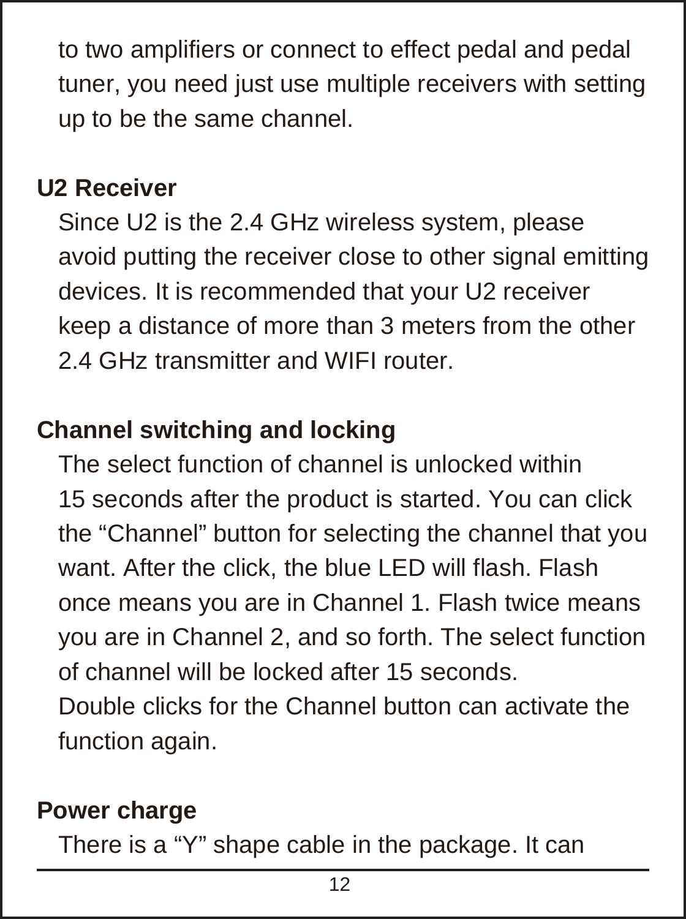to two amplifiers or connect to effect pedal and pedal tuner, you need just use multiple receivers with setting up to be the same channel.

**U2 Receiver**

Since U2 is the 2.4 GHz wireless system, please avoid putting the receiver close to other signal emitting devices. It is recommended that your U2 receiver keep a distance of more than 3 meters from the other 2.4 GHz transmitter and WIFI router.

**Channel switching and locking**

The select function of channel is unlocked within 15 seconds after the product is started. You can click the “Channel” button for selecting the channel that you want. After the click, the blue LED will flash. Flash once means you are in Channel 1. Flash twice means you are in Channel 2, and so forth. The select function of channel will be locked after 15 seconds.
Double clicks for the Channel button can activate the function again.

**Power charge**

There is a “Y” shape cable in the package. It can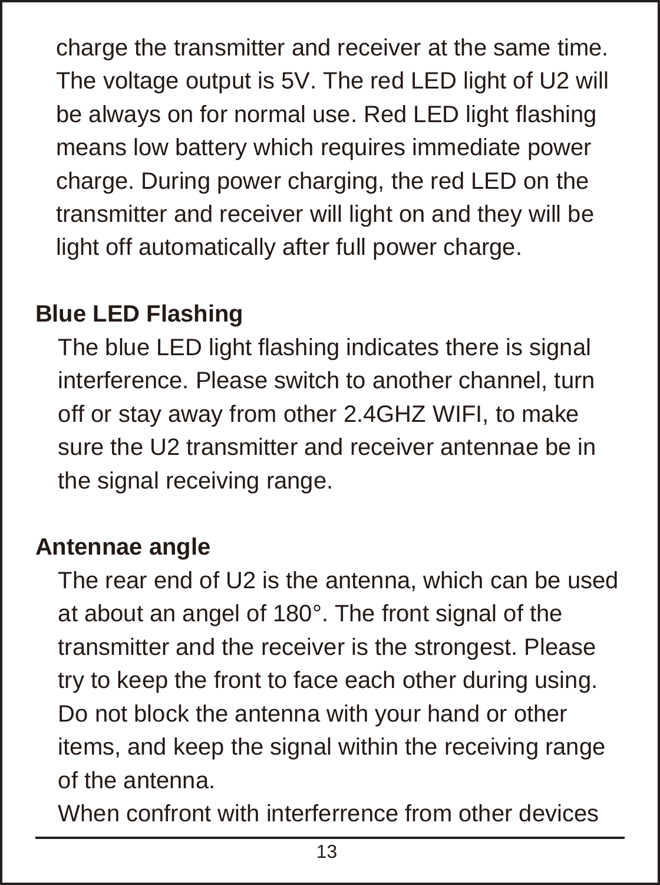charge the transmitter and receiver at the same time. The voltage output is 5V. The red LED light of U2 will be always on for normal use. Red LED light flashing means low battery which requires immediate power charge. During power charging, the red LED on the transmitter and receiver will light on and they will be light off automatically after full power charge.

**Blue LED Flashing**

The blue LED light flashing indicates there is signal interference. Please switch to another channel, turn off or stay away from other 2.4GHZ WIFI, to make sure the U2 transmitter and receiver antennae be in the signal receiving range.

**Antennae angle**

The rear end of U2 is the antenna, which can be used at about an angel of 180°. The front signal of the transmitter and the receiver is the strongest. Please try to keep the front to face each other during using. Do not block the antenna with your hand or other items, and keep the signal within the receiving range of the antenna.

When confront with interferrence from other devices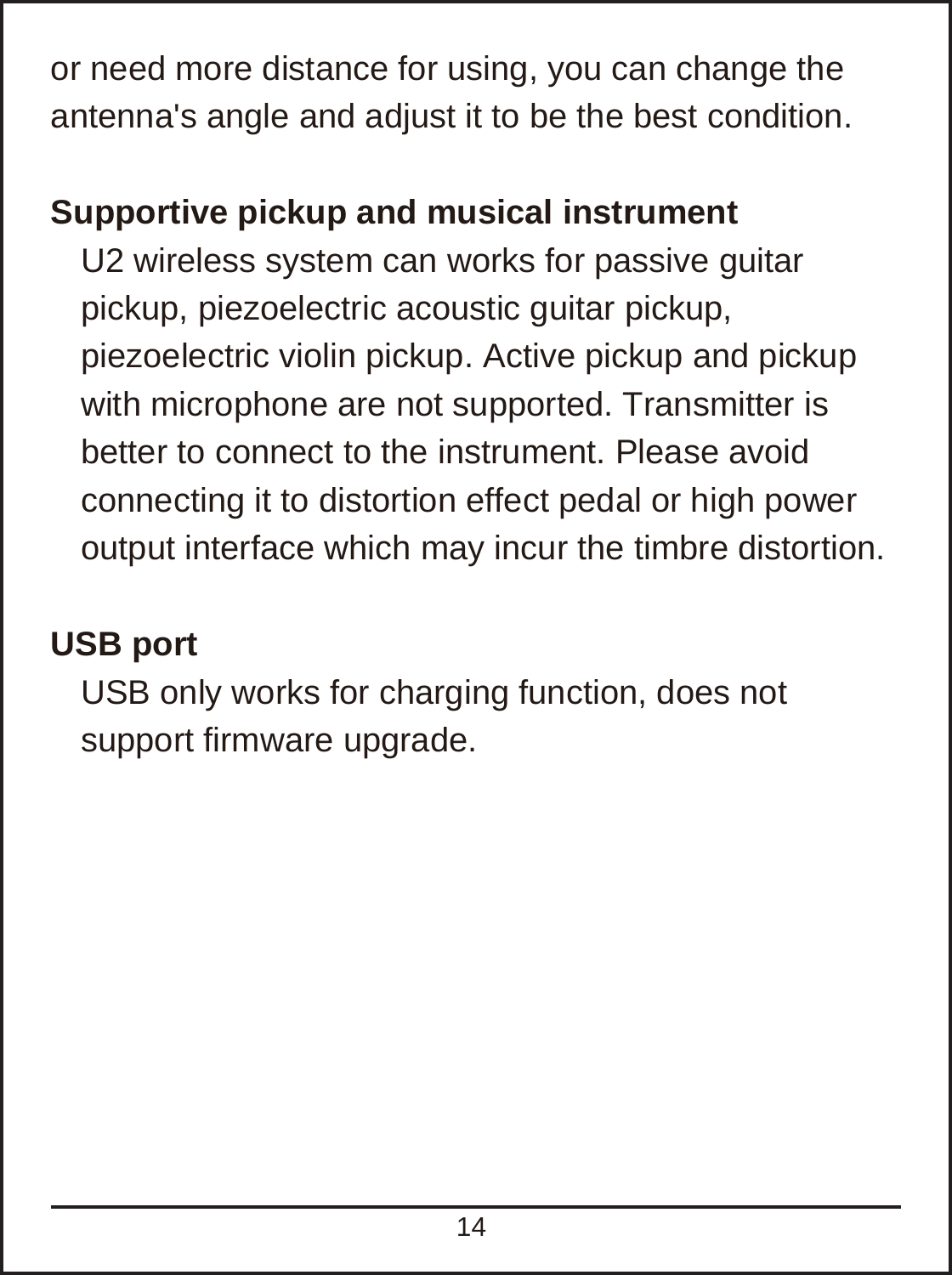or need more distance for using, you can change the antenna's angle and adjust it to be the best condition.

**Supportive pickup and musical instrument**

U2 wireless system can works for passive guitar pickup, piezoelectric acoustic guitar pickup, piezoelectric violin pickup. Active pickup and pickup with microphone are not supported. Transmitter is better to connect to the instrument. Please avoid connecting it to distortion effect pedal or high power output interface which may incur the timbre distortion.

**USB port**

USB only works for charging function, does not support firmware upgrade.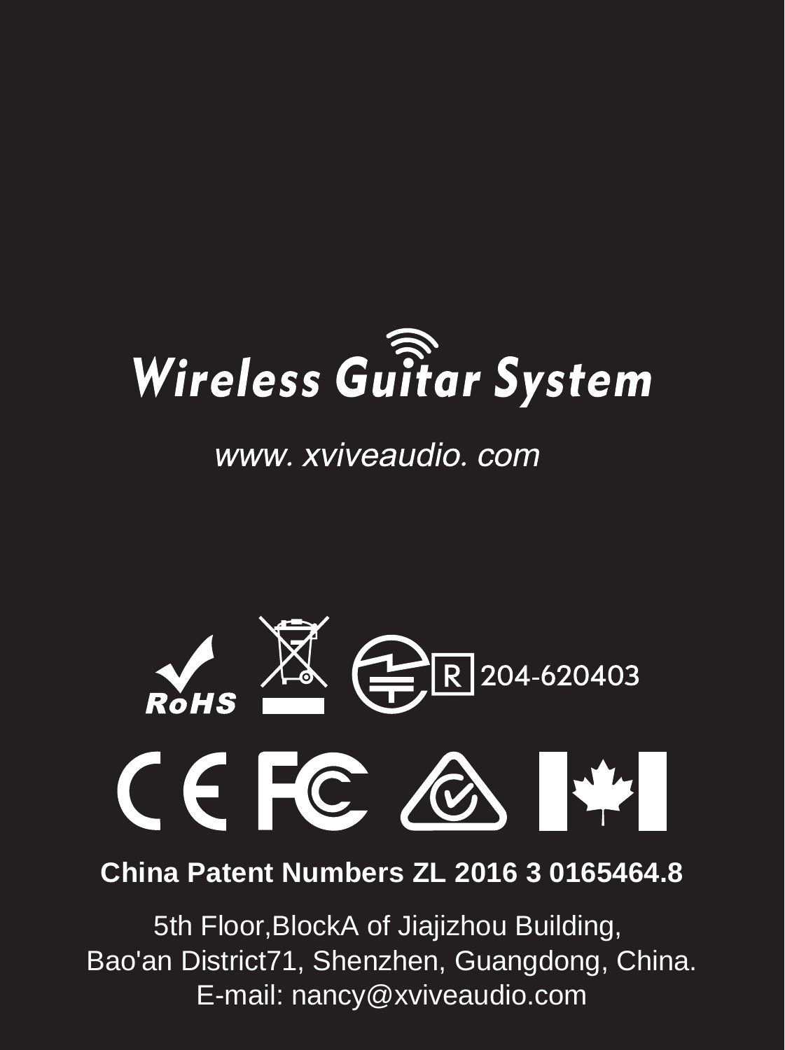# Wireless Guitar System

*www. xviveaudio. com*

RoHS

R 204-620403

**China Patent Numbers ZL 2016 3 0165464.8**

5th Floor,BlockA of Jiajizhou Building,
Bao'an District71, Shenzhen, Guangdong, China.
E-mail: nancy@xviveaudio.com